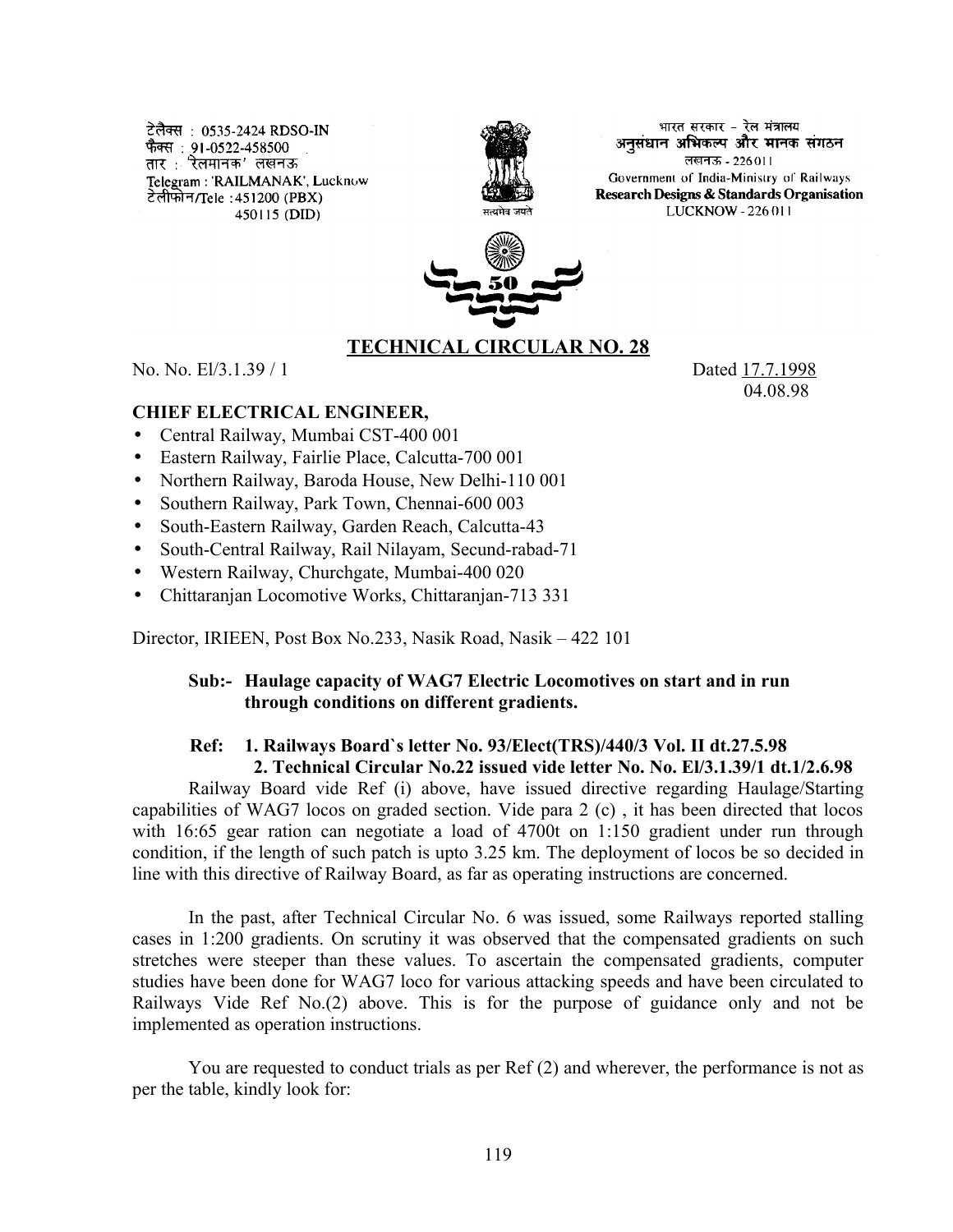टेलैक्स : 0535-2424 RDSO-IN
फैक्स : 91-0522-458500
तार : 'रेलमानक' लखनऊ
Telegram : 'RAILMANAK', Lucknow
टेलीफोन/Tele :451200 (PBX)
450115 (DID)

भारत सरकार - रेल मंत्रालय
अनुसंधान अभिकल्प और मानक संगठन
लखनऊ - 226011
Government of India-Ministry of Railways
**Research Designs & Standards Organisation**
LUCKNOW - 226011

सत्यमेव जयते

## TECHNICAL CIRCULAR NO. 28

No. No. El/3.1.39 / 1 Dated 17.7.1998
04.08.98

**CHIEF ELECTRICAL ENGINEER,**

- Central Railway, Mumbai CST-400 001
- Eastern Railway, Fairlie Place, Calcutta-700 001
- Northern Railway, Baroda House, New Delhi-110 001
- Southern Railway, Park Town, Chennai-600 003
- South-Eastern Railway, Garden Reach, Calcutta-43
- South-Central Railway, Rail Nilayam, Secund-rabad-71
- Western Railway, Churchgate, Mumbai-400 020
- Chittaranjan Locomotive Works, Chittaranjan-713 331

Director, IRIEEN, Post Box No.233, Nasik Road, Nasik – 422 101

**Sub:- Haulage capacity of WAG7 Electric Locomotives on start and in run through conditions on different gradients.**

**Ref: 1. Railways Board`s letter No. 93/Elect(TRS)/440/3 Vol. II dt.27.5.98**
**2. Technical Circular No.22 issued vide letter No. No. El/3.1.39/1 dt.1/2.6.98**

Railway Board vide Ref (i) above, have issued directive regarding Haulage/Starting capabilities of WAG7 locos on graded section. Vide para 2 (c) , it has been directed that locos with 16:65 gear ration can negotiate a load of 4700t on 1:150 gradient under run through condition, if the length of such patch is upto 3.25 km. The deployment of locos be so decided in line with this directive of Railway Board, as far as operating instructions are concerned.

In the past, after Technical Circular No. 6 was issued, some Railways reported stalling cases in 1:200 gradients. On scrutiny it was observed that the compensated gradients on such stretches were steeper than these values. To ascertain the compensated gradients, computer studies have been done for WAG7 loco for various attacking speeds and have been circulated to Railways Vide Ref No.(2) above. This is for the purpose of guidance only and not be implemented as operation instructions.

You are requested to conduct trials as per Ref (2) and wherever, the performance is not as per the table, kindly look for: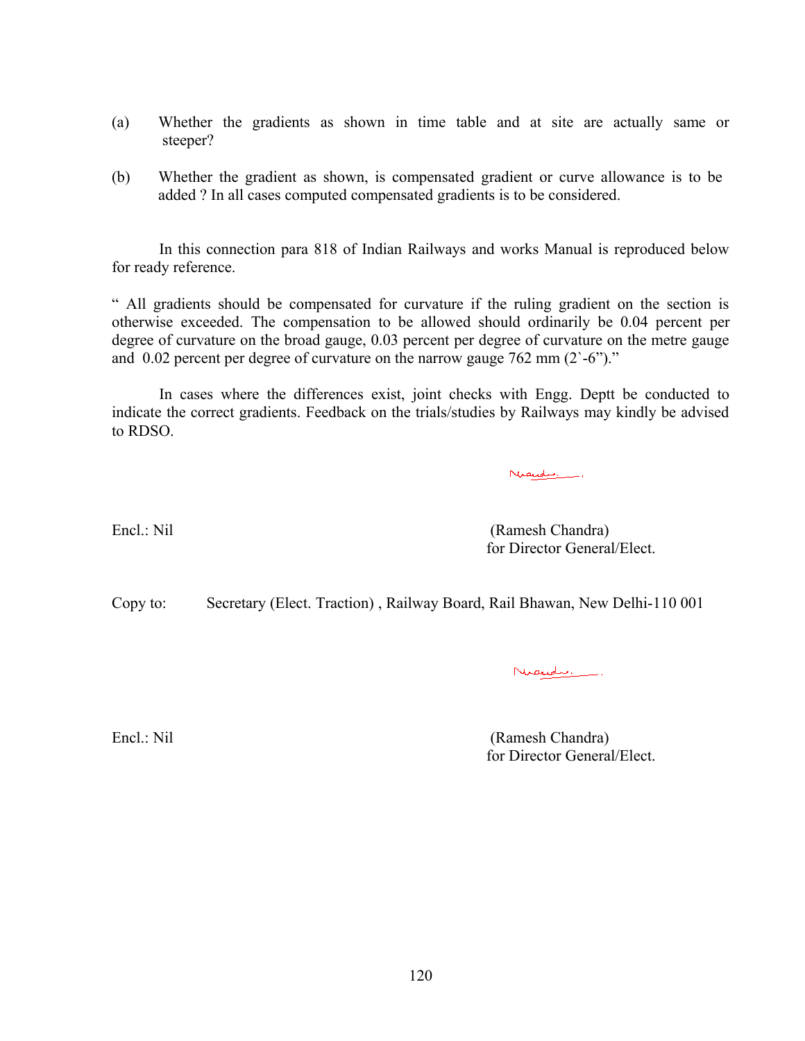(a) Whether the gradients as shown in time table and at site are actually same or steeper?

(b) Whether the gradient as shown, is compensated gradient or curve allowance is to be added ? In all cases computed compensated gradients is to be considered.

In this connection para 818 of Indian Railways and works Manual is reproduced below for ready reference.

" All gradients should be compensated for curvature if the ruling gradient on the section is otherwise exceeded. The compensation to be allowed should ordinarily be 0.04 percent per degree of curvature on the broad gauge, 0.03 percent per degree of curvature on the metre gauge and 0.02 percent per degree of curvature on the narrow gauge 762 mm (2`-6")."

In cases where the differences exist, joint checks with Engg. Deptt be conducted to indicate the correct gradients. Feedback on the trials/studies by Railways may kindly be advised to RDSO.

Encl.: Nil

(Ramesh Chandra)
for Director General/Elect.

Copy to: Secretary (Elect. Traction) , Railway Board, Rail Bhawan, New Delhi-110 001

Encl.: Nil

(Ramesh Chandra)
for Director General/Elect.